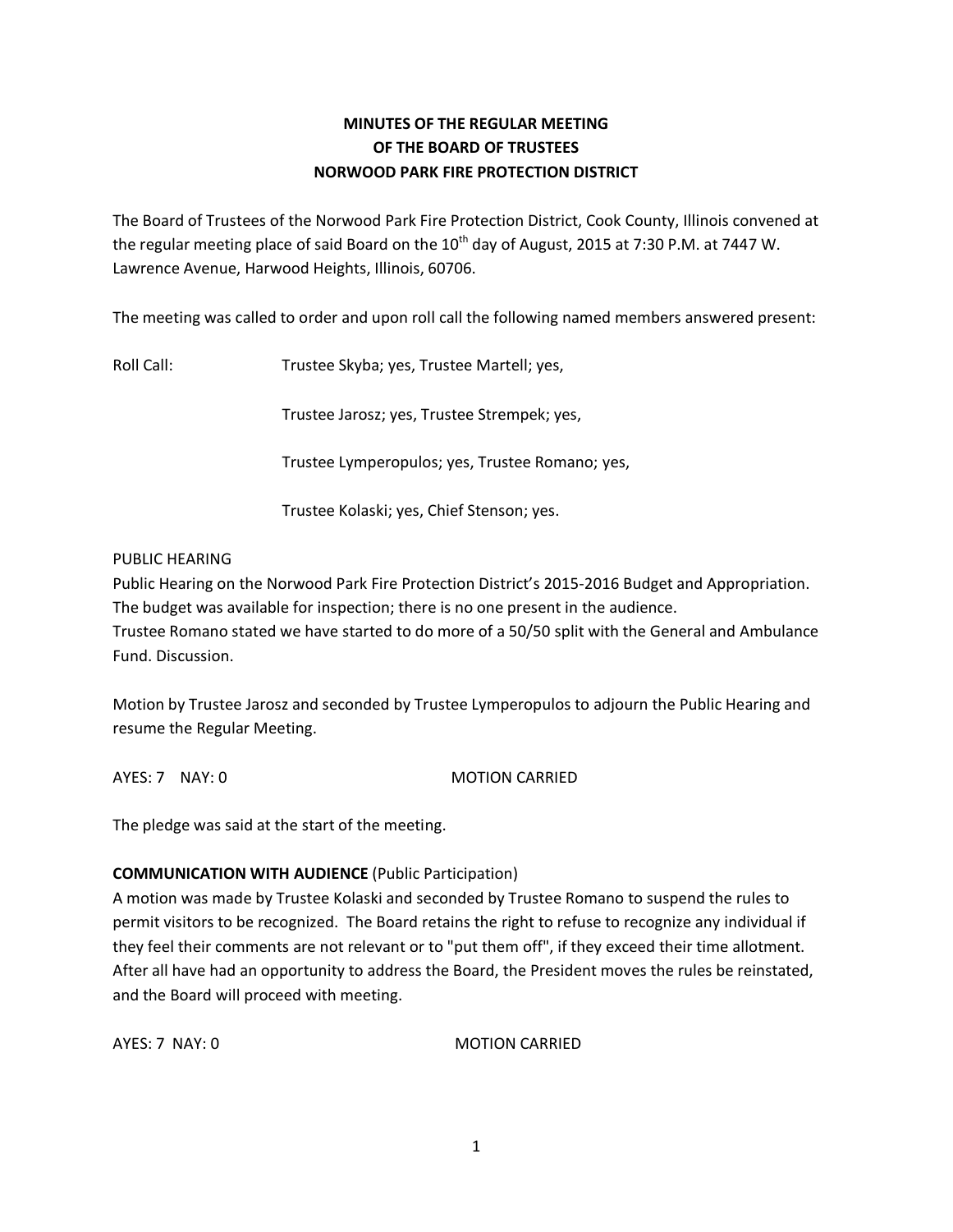**MINUTES OF THE REGULAR MEETING OF THE BOARD OF TRUSTEES NORWOOD PARK FIRE PROTECTION DISTRICT**

The Board of Trustees of the Norwood Park Fire Protection District, Cook County, Illinois convened at the regular meeting place of said Board on the 10th day of August, 2015 at 7:30 P.M. at 7447 W. Lawrence Avenue, Harwood Heights, Illinois, 60706.

The meeting was called to order and upon roll call the following named members answered present:

Roll Call: Trustee Skyba; yes, Trustee Martell; yes,

Trustee Jarosz; yes, Trustee Strempek; yes,

Trustee Lymperopulos; yes, Trustee Romano; yes,

Trustee Kolaski; yes, Chief Stenson; yes.

PUBLIC HEARING

Public Hearing on the Norwood Park Fire Protection District's 2015-2016 Budget and Appropriation. The budget was available for inspection; there is no one present in the audience.

Trustee Romano stated we have started to do more of a 50/50 split with the General and Ambulance Fund. Discussion.

Motion by Trustee Jarosz and seconded by Trustee Lymperopulos to adjourn the Public Hearing and resume the Regular Meeting.

AYES: 7 NAY: 0 MOTION CARRIED

The pledge was said at the start of the meeting.

**COMMUNICATION WITH AUDIENCE** (Public Participation)

A motion was made by Trustee Kolaski and seconded by Trustee Romano to suspend the rules to permit visitors to be recognized. The Board retains the right to refuse to recognize any individual if they feel their comments are not relevant or to "put them off", if they exceed their time allotment. After all have had an opportunity to address the Board, the President moves the rules be reinstated, and the Board will proceed with meeting.

AYES: 7 NAY: 0 MOTION CARRIED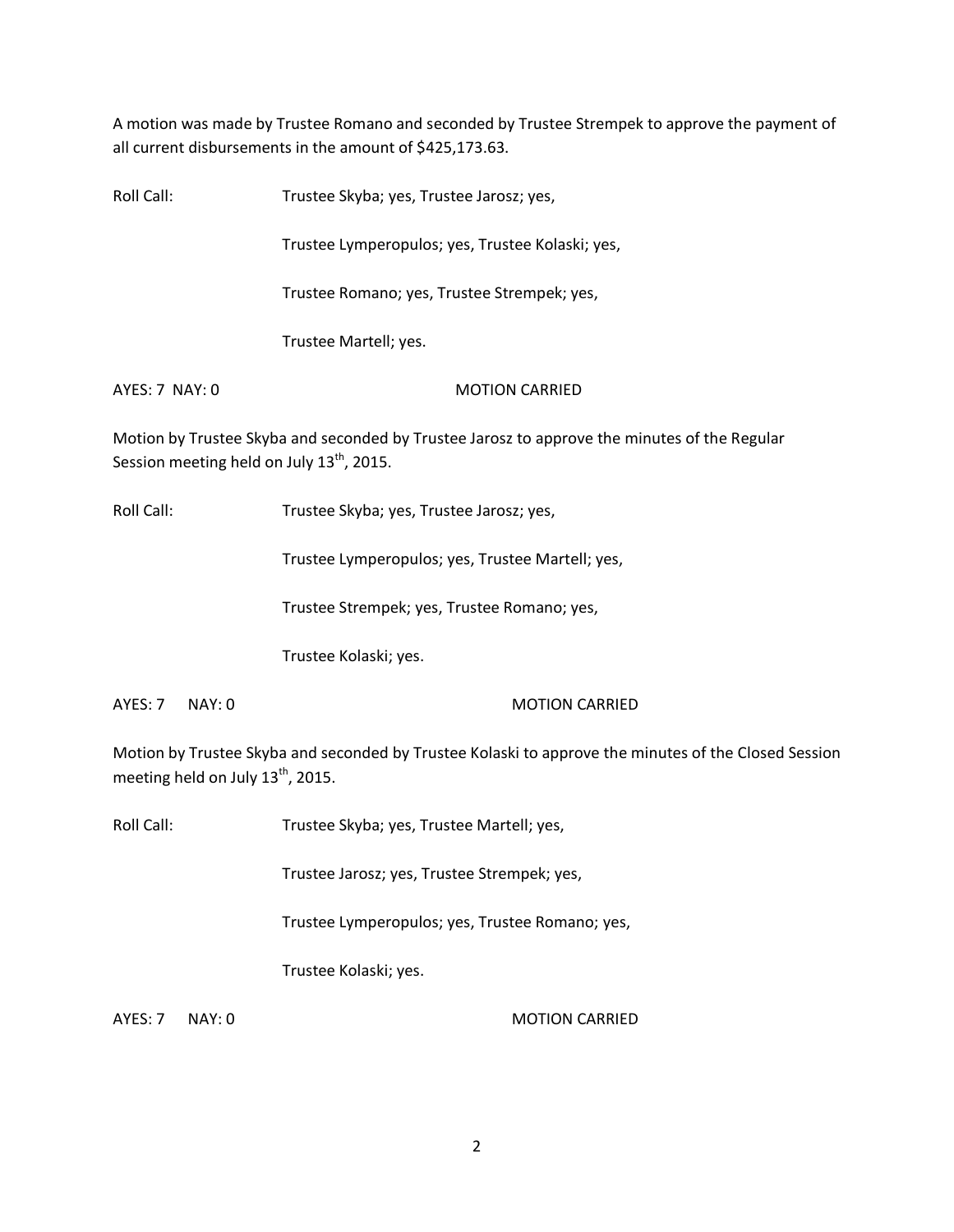A motion was made by Trustee Romano and seconded by Trustee Strempek to approve the payment of all current disbursements in the amount of $425,173.63.

Roll Call: Trustee Skyba; yes, Trustee Jarosz; yes,

Trustee Lymperopulos; yes, Trustee Kolaski; yes,

Trustee Romano; yes, Trustee Strempek; yes,

Trustee Martell; yes.

AYES: 7 NAY: 0 MOTION CARRIED

Motion by Trustee Skyba and seconded by Trustee Jarosz to approve the minutes of the Regular Session meeting held on July 13th, 2015.

Roll Call: Trustee Skyba; yes, Trustee Jarosz; yes,

Trustee Lymperopulos; yes, Trustee Martell; yes,

Trustee Strempek; yes, Trustee Romano; yes,

Trustee Kolaski; yes.

AYES: 7 NAY: 0 MOTION CARRIED

Motion by Trustee Skyba and seconded by Trustee Kolaski to approve the minutes of the Closed Session meeting held on July 13th, 2015.

Roll Call: Trustee Skyba; yes, Trustee Martell; yes,

Trustee Jarosz; yes, Trustee Strempek; yes,

Trustee Lymperopulos; yes, Trustee Romano; yes,

Trustee Kolaski; yes.

AYES: 7 NAY: 0 MOTION CARRIED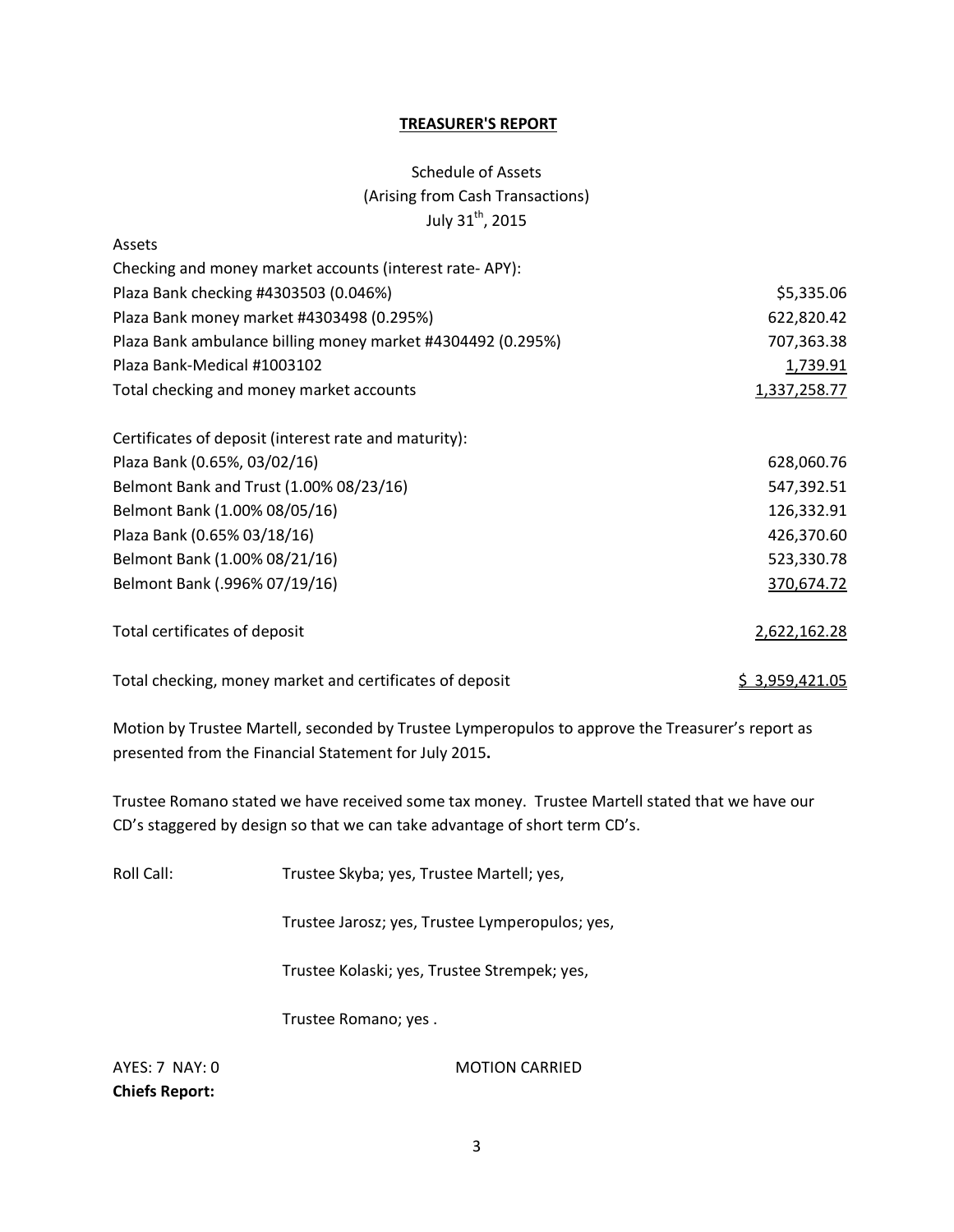**TREASURER'S REPORT**

Schedule of Assets
(Arising from Cash Transactions)
July 31th, 2015

| Assets | |
|---|---|
| Checking and money market accounts (interest rate- APY): | |
| Plaza Bank checking #4303503 (0.046%) | $5,335.06 |
| Plaza Bank money market #4303498 (0.295%) | 622,820.42 |
| Plaza Bank ambulance billing money market #4304492 (0.295%) | 707,363.38 |
| Plaza Bank-Medical #1003102 | 1,739.91 |
| Total checking and money market accounts | 1,337,258.77 |
| | |
| Certificates of deposit (interest rate and maturity): | |
| Plaza Bank (0.65%, 03/02/16) | 628,060.76 |
| Belmont Bank and Trust (1.00% 08/23/16) | 547,392.51 |
| Belmont Bank (1.00% 08/05/16) | 126,332.91 |
| Plaza Bank (0.65% 03/18/16) | 426,370.60 |
| Belmont Bank (1.00% 08/21/16) | 523,330.78 |
| Belmont Bank (.996% 07/19/16) | 370,674.72 |
| | |
| Total certificates of deposit | 2,622,162.28 |
| | |
| Total checking, money market and certificates of deposit | $ 3,959,421.05 |

Motion by Trustee Martell, seconded by Trustee Lymperopulos to approve the Treasurer's report as presented from the Financial Statement for July 2015**.**

Trustee Romano stated we have received some tax money. Trustee Martell stated that we have our CD's staggered by design so that we can take advantage of short term CD's.

Roll Call: Trustee Skyba; yes, Trustee Martell; yes,

Trustee Jarosz; yes, Trustee Lymperopulos; yes,

Trustee Kolaski; yes, Trustee Strempek; yes,

Trustee Romano; yes .

AYES: 7 NAY: 0 MOTION CARRIED

**Chiefs Report:**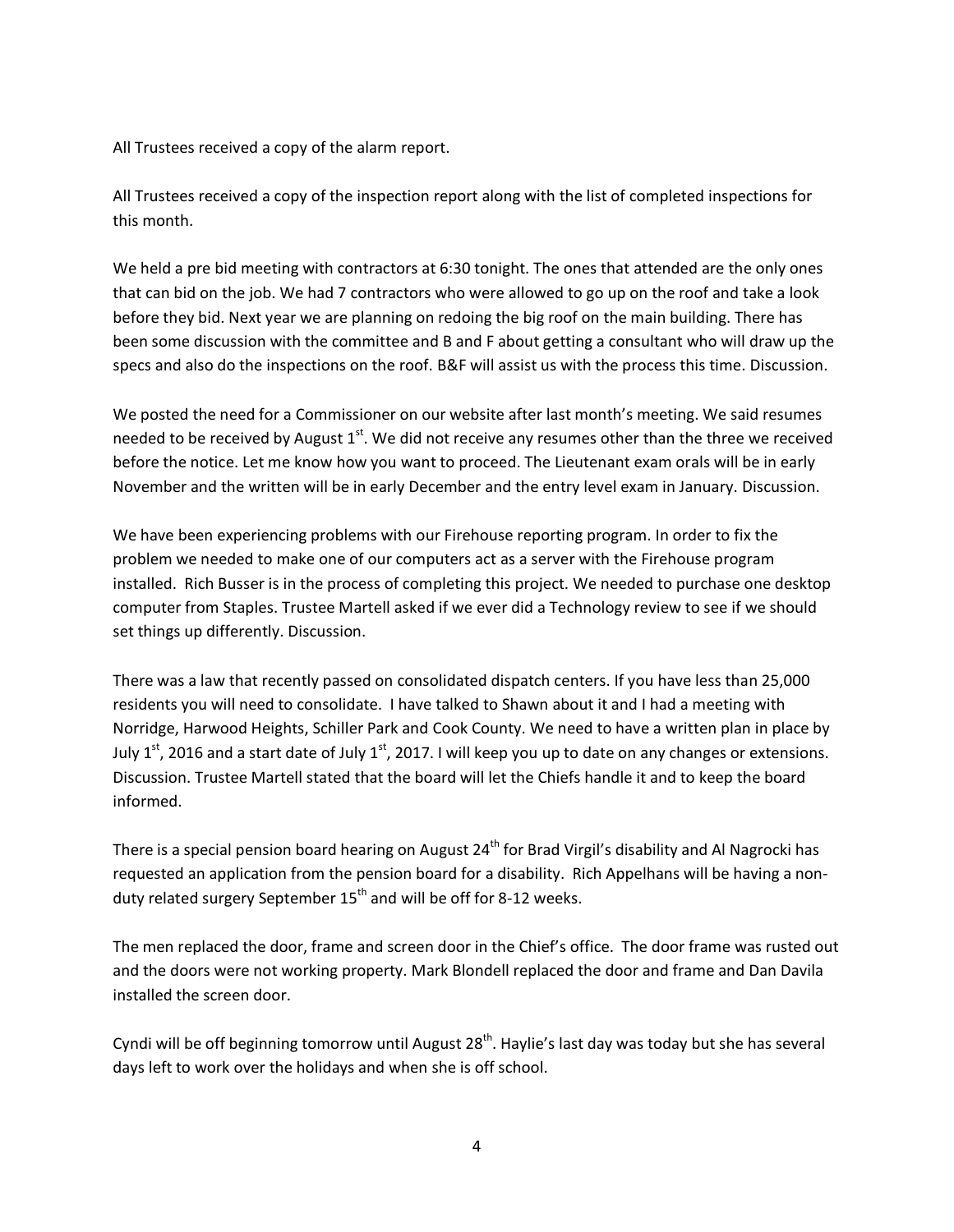All Trustees received a copy of the alarm report.

All Trustees received a copy of the inspection report along with the list of completed inspections for this month.

We held a pre bid meeting with contractors at 6:30 tonight. The ones that attended are the only ones that can bid on the job. We had 7 contractors who were allowed to go up on the roof and take a look before they bid. Next year we are planning on redoing the big roof on the main building. There has been some discussion with the committee and B and F about getting a consultant who will draw up the specs and also do the inspections on the roof. B&F will assist us with the process this time. Discussion.

We posted the need for a Commissioner on our website after last month's meeting. We said resumes needed to be received by August 1st. We did not receive any resumes other than the three we received before the notice. Let me know how you want to proceed. The Lieutenant exam orals will be in early November and the written will be in early December and the entry level exam in January. Discussion.

We have been experiencing problems with our Firehouse reporting program. In order to fix the problem we needed to make one of our computers act as a server with the Firehouse program installed. Rich Busser is in the process of completing this project. We needed to purchase one desktop computer from Staples. Trustee Martell asked if we ever did a Technology review to see if we should set things up differently. Discussion.

There was a law that recently passed on consolidated dispatch centers. If you have less than 25,000 residents you will need to consolidate. I have talked to Shawn about it and I had a meeting with Norridge, Harwood Heights, Schiller Park and Cook County. We need to have a written plan in place by July 1st, 2016 and a start date of July 1st, 2017. I will keep you up to date on any changes or extensions. Discussion. Trustee Martell stated that the board will let the Chiefs handle it and to keep the board informed.

There is a special pension board hearing on August 24th for Brad Virgil's disability and Al Nagrocki has requested an application from the pension board for a disability. Rich Appelhans will be having a non-duty related surgery September 15th and will be off for 8-12 weeks.

The men replaced the door, frame and screen door in the Chief's office. The door frame was rusted out and the doors were not working property. Mark Blondell replaced the door and frame and Dan Davila installed the screen door.

Cyndi will be off beginning tomorrow until August 28th. Haylie's last day was today but she has several days left to work over the holidays and when she is off school.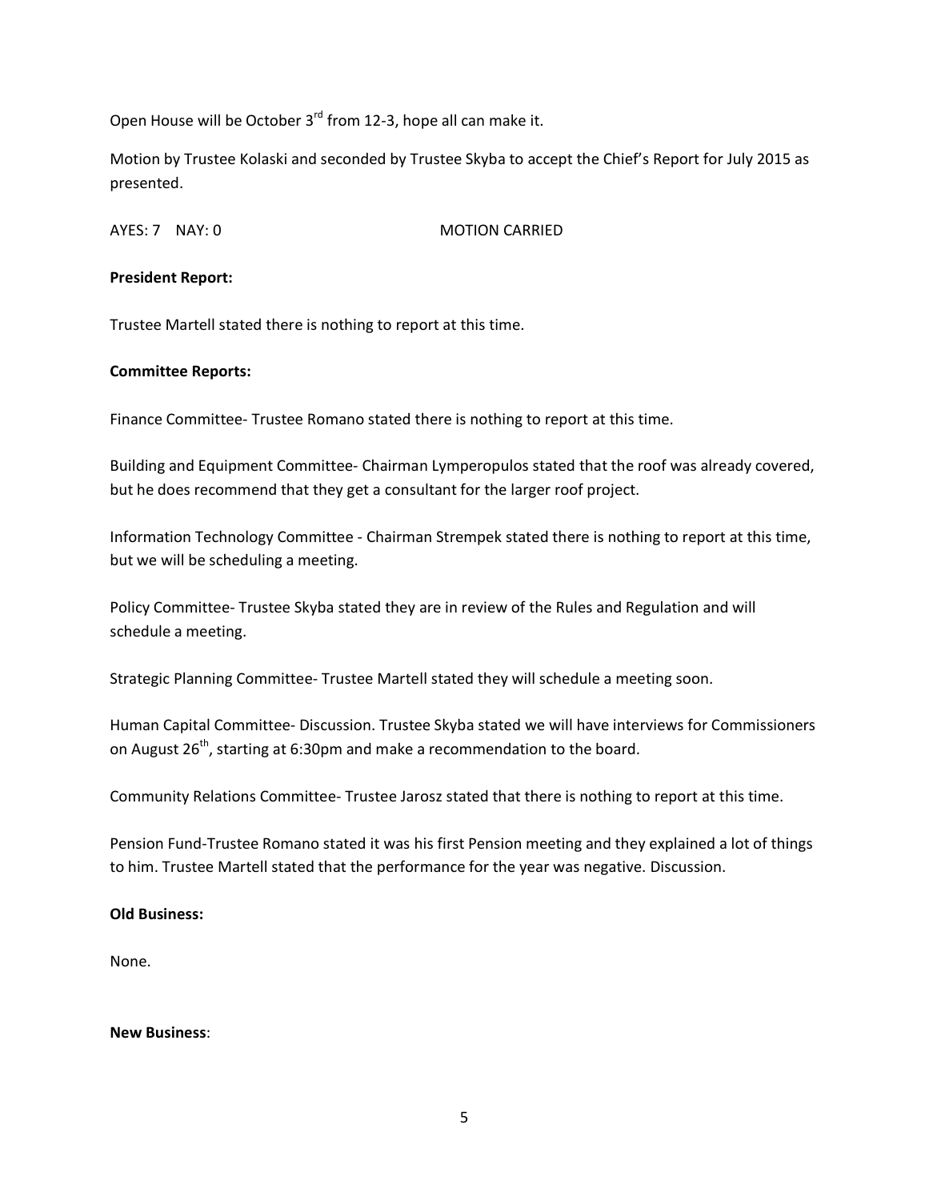Open House will be October 3rd from 12-3, hope all can make it.

Motion by Trustee Kolaski and seconded by Trustee Skyba to accept the Chief's Report for July 2015 as presented.

AYES: 7 NAY: 0 MOTION CARRIED

**President Report:**

Trustee Martell stated there is nothing to report at this time.

**Committee Reports:**

Finance Committee- Trustee Romano stated there is nothing to report at this time.

Building and Equipment Committee- Chairman Lymperopulos stated that the roof was already covered, but he does recommend that they get a consultant for the larger roof project.

Information Technology Committee - Chairman Strempek stated there is nothing to report at this time, but we will be scheduling a meeting.

Policy Committee- Trustee Skyba stated they are in review of the Rules and Regulation and will schedule a meeting.

Strategic Planning Committee- Trustee Martell stated they will schedule a meeting soon.

Human Capital Committee- Discussion. Trustee Skyba stated we will have interviews for Commissioners on August 26th, starting at 6:30pm and make a recommendation to the board.

Community Relations Committee- Trustee Jarosz stated that there is nothing to report at this time.

Pension Fund-Trustee Romano stated it was his first Pension meeting and they explained a lot of things to him. Trustee Martell stated that the performance for the year was negative. Discussion.

**Old Business:**

None.

**New Business**: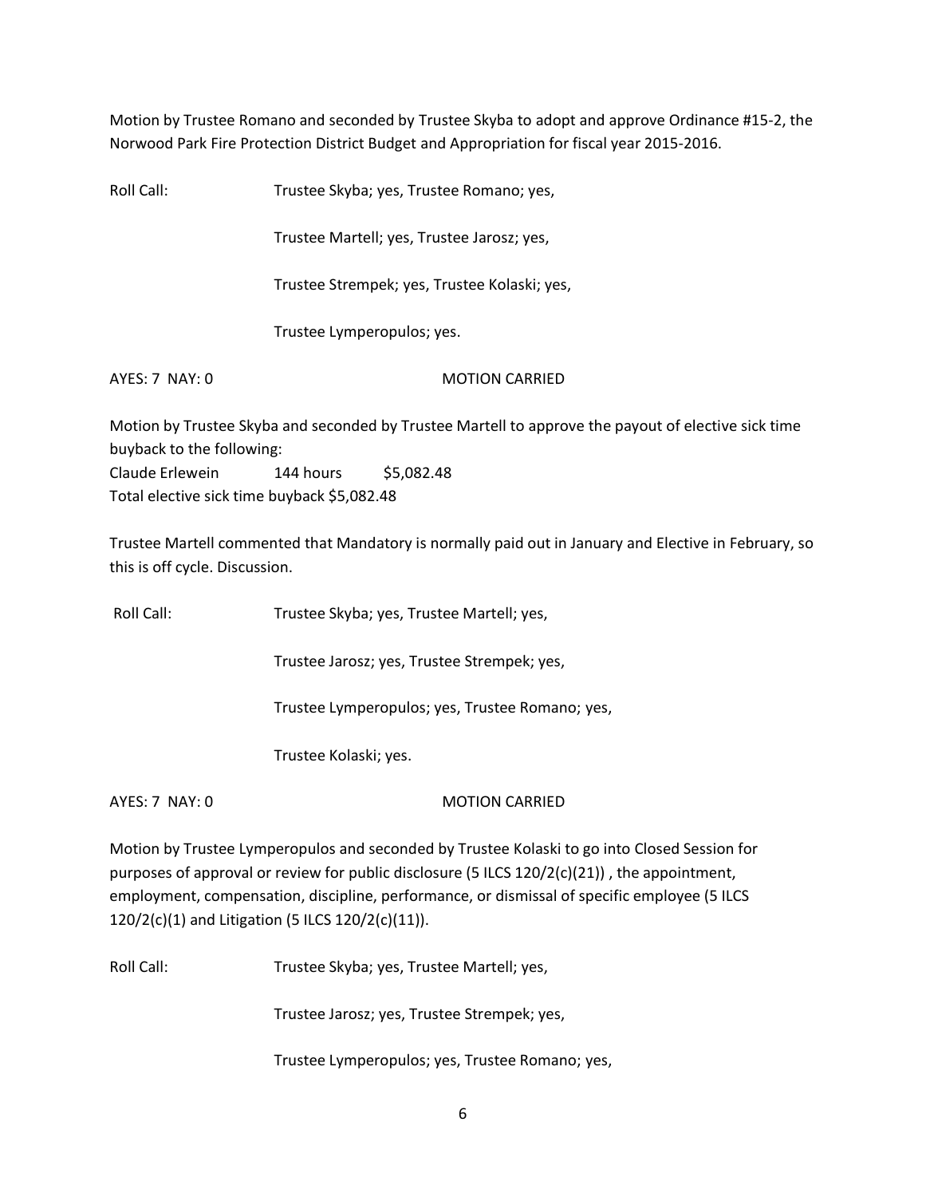Motion by Trustee Romano and seconded by Trustee Skyba to adopt and approve Ordinance #15-2, the Norwood Park Fire Protection District Budget and Appropriation for fiscal year 2015-2016.

Roll Call: Trustee Skyba; yes, Trustee Romano; yes,

Trustee Martell; yes, Trustee Jarosz; yes,

Trustee Strempek; yes, Trustee Kolaski; yes,

Trustee Lymperopulos; yes.

AYES: 7 NAY: 0 MOTION CARRIED

Motion by Trustee Skyba and seconded by Trustee Martell to approve the payout of elective sick time buyback to the following:

Claude Erlewein 144 hours $5,082.48

Total elective sick time buyback $5,082.48

Trustee Martell commented that Mandatory is normally paid out in January and Elective in February, so this is off cycle. Discussion.

Roll Call: Trustee Skyba; yes, Trustee Martell; yes,

Trustee Jarosz; yes, Trustee Strempek; yes,

Trustee Lymperopulos; yes, Trustee Romano; yes,

Trustee Kolaski; yes.

AYES: 7 NAY: 0 MOTION CARRIED

Motion by Trustee Lymperopulos and seconded by Trustee Kolaski to go into Closed Session for purposes of approval or review for public disclosure (5 ILCS 120/2(c)(21)) , the appointment, employment, compensation, discipline, performance, or dismissal of specific employee (5 ILCS 120/2(c)(1) and Litigation (5 ILCS 120/2(c)(11)).

Roll Call: Trustee Skyba; yes, Trustee Martell; yes,

Trustee Jarosz; yes, Trustee Strempek; yes,

Trustee Lymperopulos; yes, Trustee Romano; yes,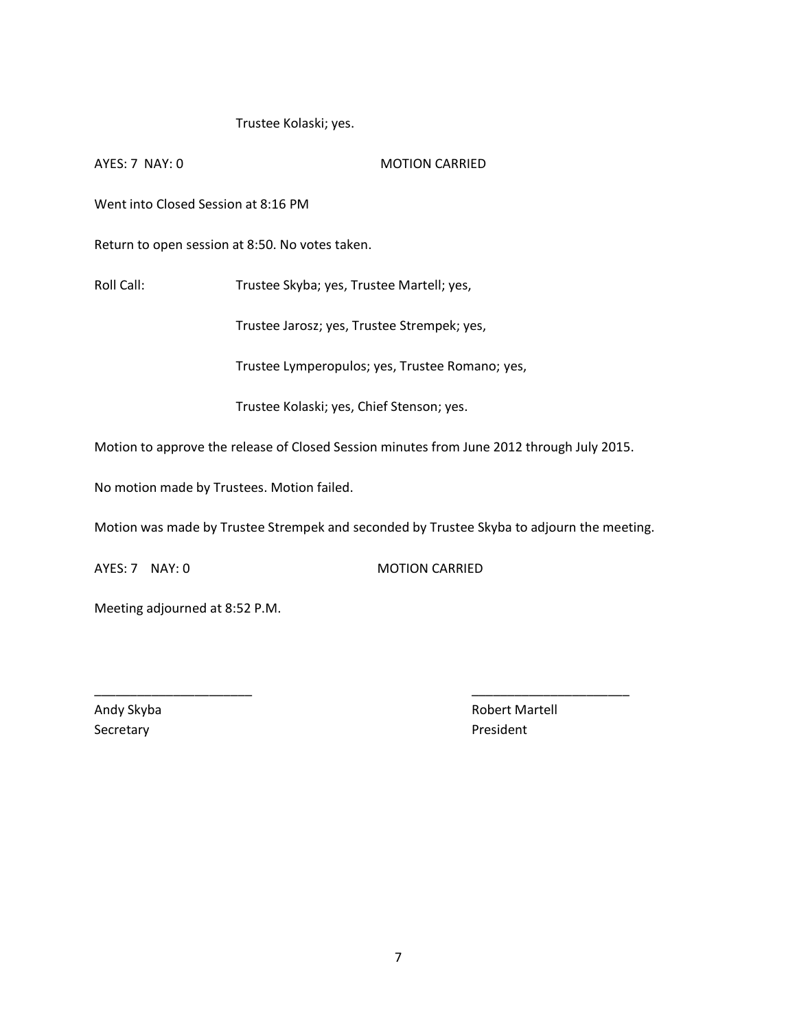Trustee Kolaski; yes.

AYES: 7 NAY: 0 MOTION CARRIED

Went into Closed Session at 8:16 PM

Return to open session at 8:50. No votes taken.

Roll Call: Trustee Skyba; yes, Trustee Martell; yes,

Trustee Jarosz; yes, Trustee Strempek; yes,

Trustee Lymperopulos; yes, Trustee Romano; yes,

Trustee Kolaski; yes, Chief Stenson; yes.

Motion to approve the release of Closed Session minutes from June 2012 through July 2015.

No motion made by Trustees. Motion failed.

Motion was made by Trustee Strempek and seconded by Trustee Skyba to adjourn the meeting.

AYES: 7 NAY: 0 MOTION CARRIED

Meeting adjourned at 8:52 P.M.

______________________ ______________________

Andy Skyba Robert Martell

Secretary President